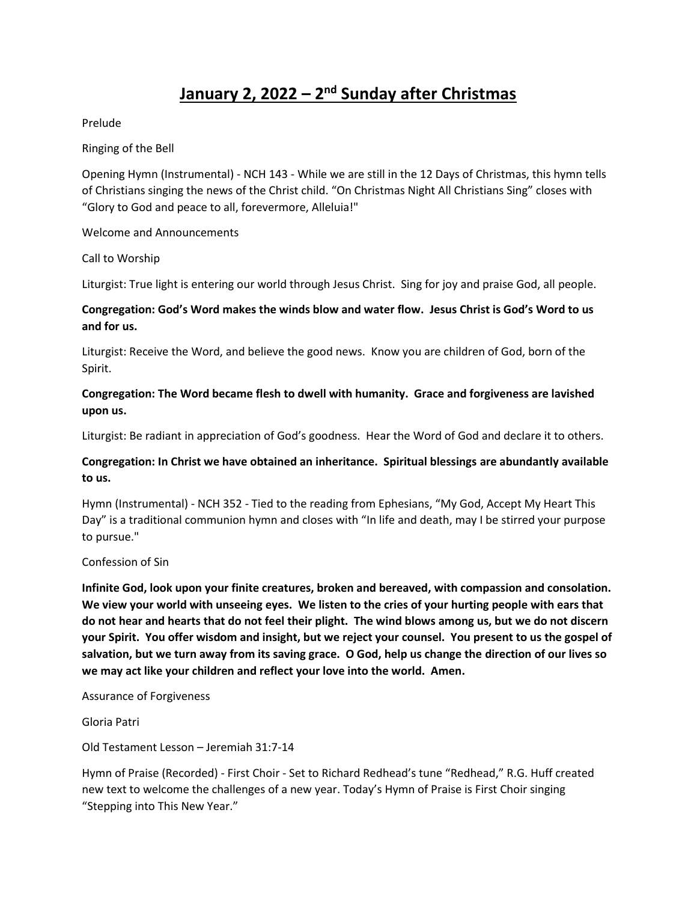# January 2, 2022 – 2nd Sunday after Christmas

Prelude

Ringing of the Bell

Opening Hymn (Instrumental) - NCH 143 - While we are still in the 12 Days of Christmas, this hymn tells of Christians singing the news of the Christ child. "On Christmas Night All Christians Sing" closes with "Glory to God and peace to all, forevermore, Alleluia!"

Welcome and Announcements

Call to Worship

Liturgist: True light is entering our world through Jesus Christ. Sing for joy and praise God, all people.

**Congregation: God's Word makes the winds blow and water flow. Jesus Christ is God's Word to us and for us.**

Liturgist: Receive the Word, and believe the good news. Know you are children of God, born of the Spirit.

**Congregation: The Word became flesh to dwell with humanity. Grace and forgiveness are lavished upon us.**

Liturgist: Be radiant in appreciation of God's goodness. Hear the Word of God and declare it to others.

**Congregation: In Christ we have obtained an inheritance. Spiritual blessings are abundantly available to us.**

Hymn (Instrumental) - NCH 352 - Tied to the reading from Ephesians, "My God, Accept My Heart This Day" is a traditional communion hymn and closes with "In life and death, may I be stirred your purpose to pursue."

Confession of Sin

**Infinite God, look upon your finite creatures, broken and bereaved, with compassion and consolation. We view your world with unseeing eyes. We listen to the cries of your hurting people with ears that do not hear and hearts that do not feel their plight. The wind blows among us, but we do not discern your Spirit. You offer wisdom and insight, but we reject your counsel. You present to us the gospel of salvation, but we turn away from its saving grace. O God, help us change the direction of our lives so we may act like your children and reflect your love into the world. Amen.**

Assurance of Forgiveness

Gloria Patri

Old Testament Lesson – Jeremiah 31:7-14

Hymn of Praise (Recorded) - First Choir - Set to Richard Redhead's tune "Redhead," R.G. Huff created new text to welcome the challenges of a new year. Today's Hymn of Praise is First Choir singing "Stepping into This New Year."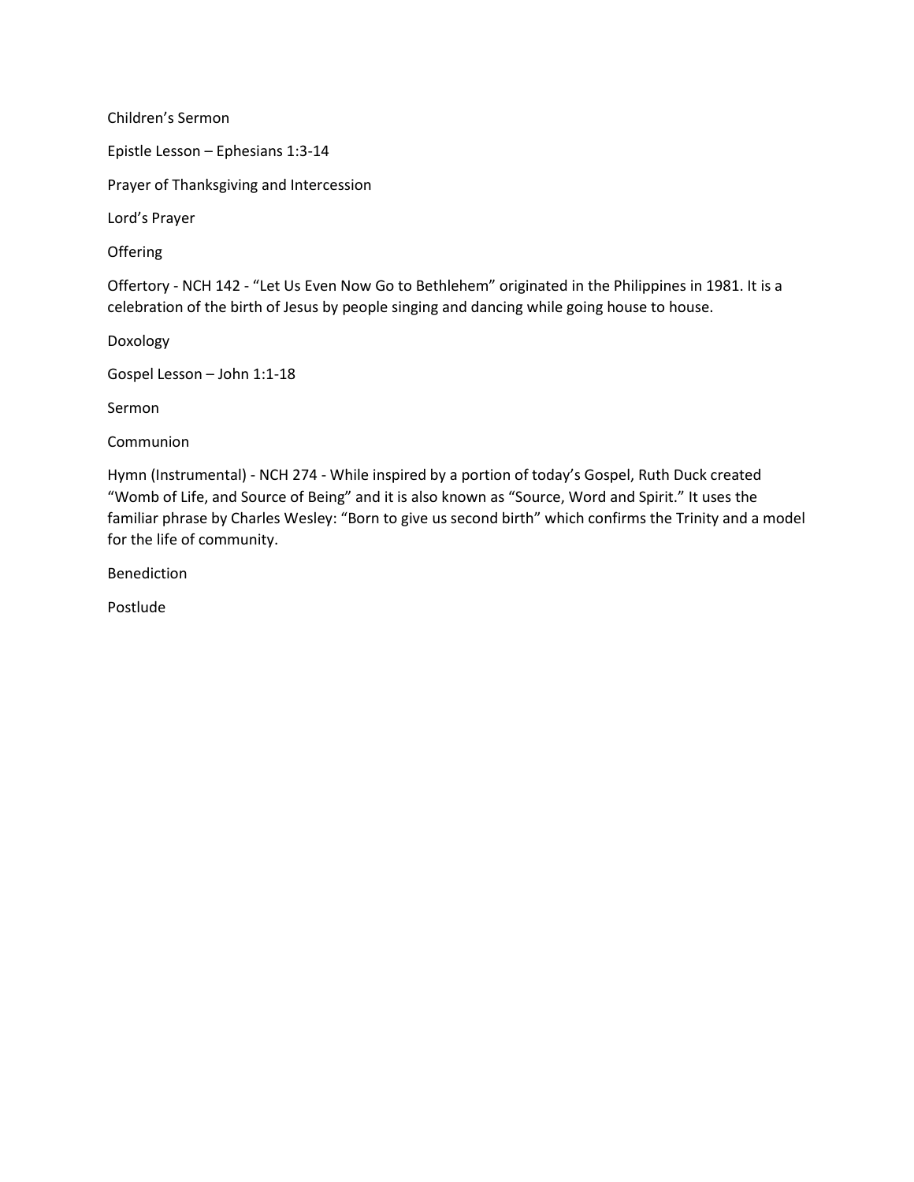Children's Sermon

Epistle Lesson – Ephesians 1:3-14

Prayer of Thanksgiving and Intercession

Lord's Prayer

Offering

Offertory - NCH 142 - "Let Us Even Now Go to Bethlehem" originated in the Philippines in 1981. It is a celebration of the birth of Jesus by people singing and dancing while going house to house.

Doxology

Gospel Lesson – John 1:1-18

Sermon

Communion

Hymn (Instrumental) - NCH 274 - While inspired by a portion of today's Gospel, Ruth Duck created "Womb of Life, and Source of Being" and it is also known as "Source, Word and Spirit." It uses the familiar phrase by Charles Wesley: "Born to give us second birth" which confirms the Trinity and a model for the life of community.

Benediction

Postlude